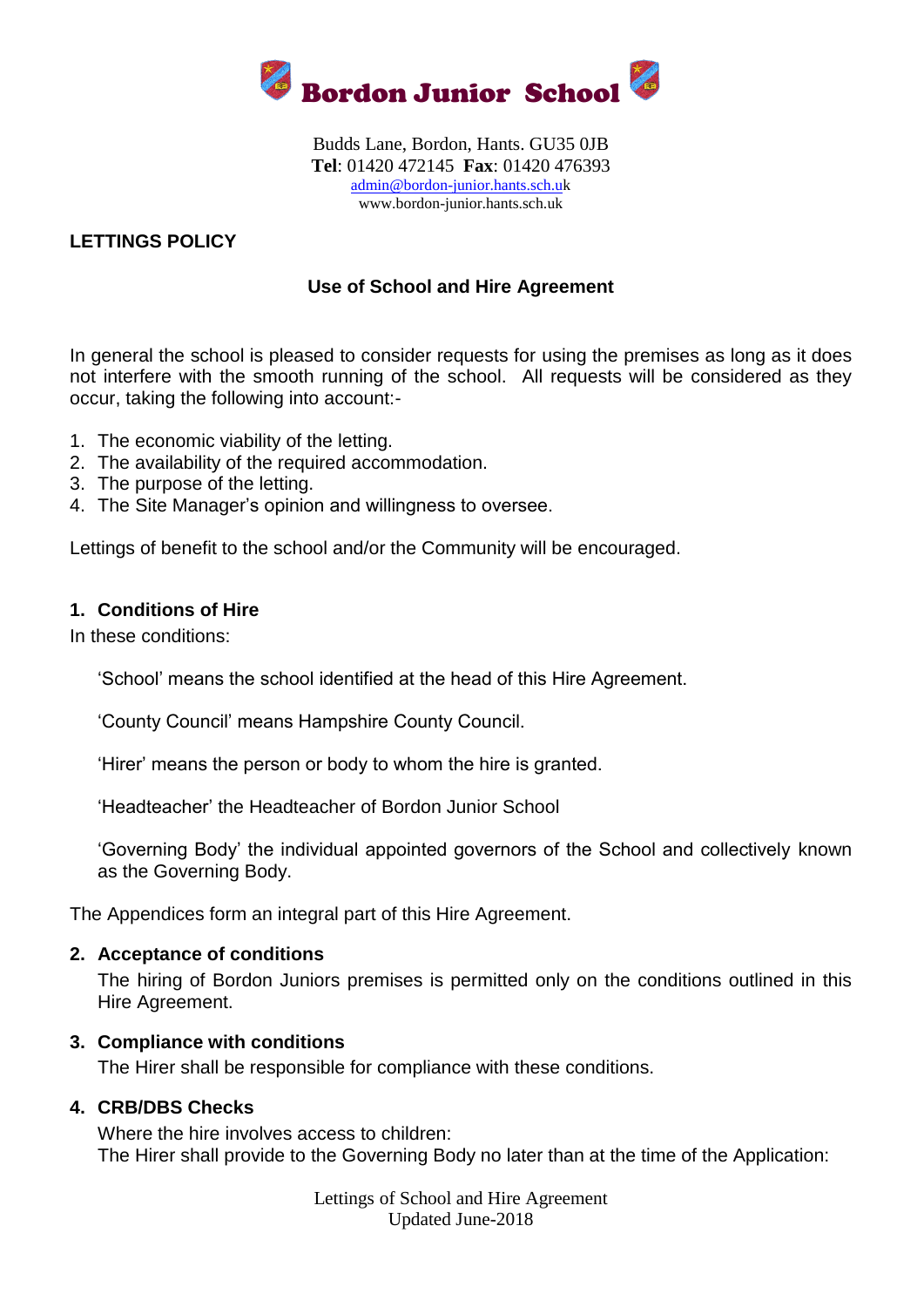# Bordon Junior School

Budds Lane, Bordon, Hants. GU35 0JB
**Tel**: 01420 472145 **Fax**: 01420 476393
admin@bordon-junior.hants.sch.uk
www.bordon-junior.hants.sch.uk

**LETTINGS POLICY**

## Use of School and Hire Agreement

In general the school is pleased to consider requests for using the premises as long as it does not interfere with the smooth running of the school. All requests will be considered as they occur, taking the following into account:-

1. The economic viability of the letting.
2. The availability of the required accommodation.
3. The purpose of the letting.
4. The Site Manager's opinion and willingness to oversee.

Lettings of benefit to the school and/or the Community will be encouraged.

### 1. Conditions of Hire

In these conditions:

'School' means the school identified at the head of this Hire Agreement.

'County Council' means Hampshire County Council.

'Hirer' means the person or body to whom the hire is granted.

'Headteacher' the Headteacher of Bordon Junior School

'Governing Body' the individual appointed governors of the School and collectively known as the Governing Body.

The Appendices form an integral part of this Hire Agreement.

### 2. Acceptance of conditions

The hiring of Bordon Juniors premises is permitted only on the conditions outlined in this Hire Agreement.

### 3. Compliance with conditions

The Hirer shall be responsible for compliance with these conditions.

### 4. CRB/DBS Checks

Where the hire involves access to children:
The Hirer shall provide to the Governing Body no later than at the time of the Application: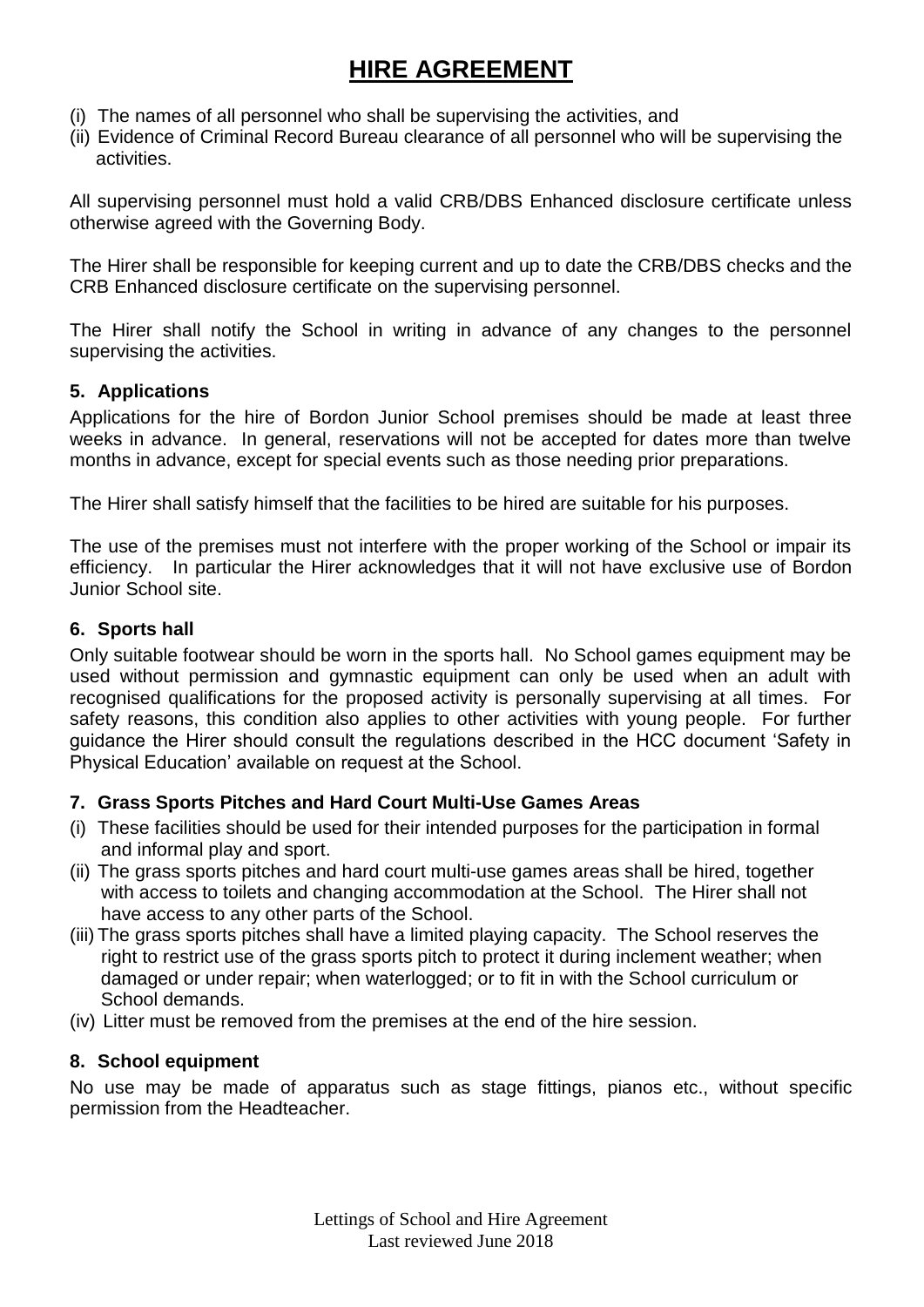# HIRE AGREEMENT

(i) The names of all personnel who shall be supervising the activities, and
(ii) Evidence of Criminal Record Bureau clearance of all personnel who will be supervising the activities.

All supervising personnel must hold a valid CRB/DBS Enhanced disclosure certificate unless otherwise agreed with the Governing Body.

The Hirer shall be responsible for keeping current and up to date the CRB/DBS checks and the CRB Enhanced disclosure certificate on the supervising personnel.

The Hirer shall notify the School in writing in advance of any changes to the personnel supervising the activities.

### 5. Applications

Applications for the hire of Bordon Junior School premises should be made at least three weeks in advance. In general, reservations will not be accepted for dates more than twelve months in advance, except for special events such as those needing prior preparations.

The Hirer shall satisfy himself that the facilities to be hired are suitable for his purposes.

The use of the premises must not interfere with the proper working of the School or impair its efficiency. In particular the Hirer acknowledges that it will not have exclusive use of Bordon Junior School site.

### 6. Sports hall

Only suitable footwear should be worn in the sports hall. No School games equipment may be used without permission and gymnastic equipment can only be used when an adult with recognised qualifications for the proposed activity is personally supervising at all times. For safety reasons, this condition also applies to other activities with young people. For further guidance the Hirer should consult the regulations described in the HCC document 'Safety in Physical Education' available on request at the School.

### 7. Grass Sports Pitches and Hard Court Multi-Use Games Areas

(i) These facilities should be used for their intended purposes for the participation in formal and informal play and sport.
(ii) The grass sports pitches and hard court multi-use games areas shall be hired, together with access to toilets and changing accommodation at the School. The Hirer shall not have access to any other parts of the School.
(iii) The grass sports pitches shall have a limited playing capacity. The School reserves the right to restrict use of the grass sports pitch to protect it during inclement weather; when damaged or under repair; when waterlogged; or to fit in with the School curriculum or School demands.
(iv) Litter must be removed from the premises at the end of the hire session.

### 8. School equipment

No use may be made of apparatus such as stage fittings, pianos etc., without specific permission from the Headteacher.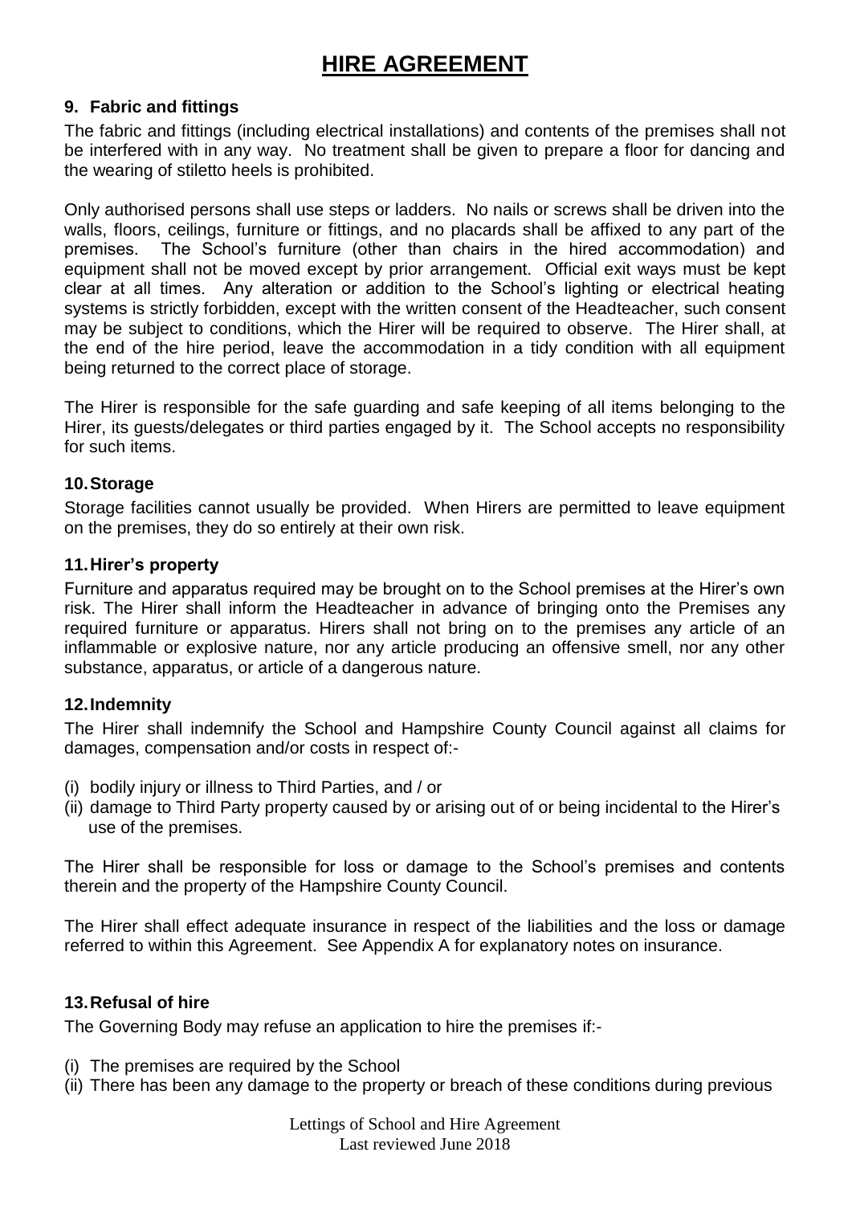# HIRE AGREEMENT

### 9. Fabric and fittings

The fabric and fittings (including electrical installations) and contents of the premises shall not be interfered with in any way. No treatment shall be given to prepare a floor for dancing and the wearing of stiletto heels is prohibited.

Only authorised persons shall use steps or ladders. No nails or screws shall be driven into the walls, floors, ceilings, furniture or fittings, and no placards shall be affixed to any part of the premises. The School's furniture (other than chairs in the hired accommodation) and equipment shall not be moved except by prior arrangement. Official exit ways must be kept clear at all times. Any alteration or addition to the School's lighting or electrical heating systems is strictly forbidden, except with the written consent of the Headteacher, such consent may be subject to conditions, which the Hirer will be required to observe. The Hirer shall, at the end of the hire period, leave the accommodation in a tidy condition with all equipment being returned to the correct place of storage.

The Hirer is responsible for the safe guarding and safe keeping of all items belonging to the Hirer, its guests/delegates or third parties engaged by it. The School accepts no responsibility for such items.

### 10. Storage

Storage facilities cannot usually be provided. When Hirers are permitted to leave equipment on the premises, they do so entirely at their own risk.

### 11. Hirer's property

Furniture and apparatus required may be brought on to the School premises at the Hirer's own risk. The Hirer shall inform the Headteacher in advance of bringing onto the Premises any required furniture or apparatus. Hirers shall not bring on to the premises any article of an inflammable or explosive nature, nor any article producing an offensive smell, nor any other substance, apparatus, or article of a dangerous nature.

### 12. Indemnity

The Hirer shall indemnify the School and Hampshire County Council against all claims for damages, compensation and/or costs in respect of:-

(i) bodily injury or illness to Third Parties, and / or
(ii) damage to Third Party property caused by or arising out of or being incidental to the Hirer's use of the premises.

The Hirer shall be responsible for loss or damage to the School's premises and contents therein and the property of the Hampshire County Council.

The Hirer shall effect adequate insurance in respect of the liabilities and the loss or damage referred to within this Agreement. See Appendix A for explanatory notes on insurance.

### 13. Refusal of hire

The Governing Body may refuse an application to hire the premises if:-

(i) The premises are required by the School
(ii) There has been any damage to the property or breach of these conditions during previous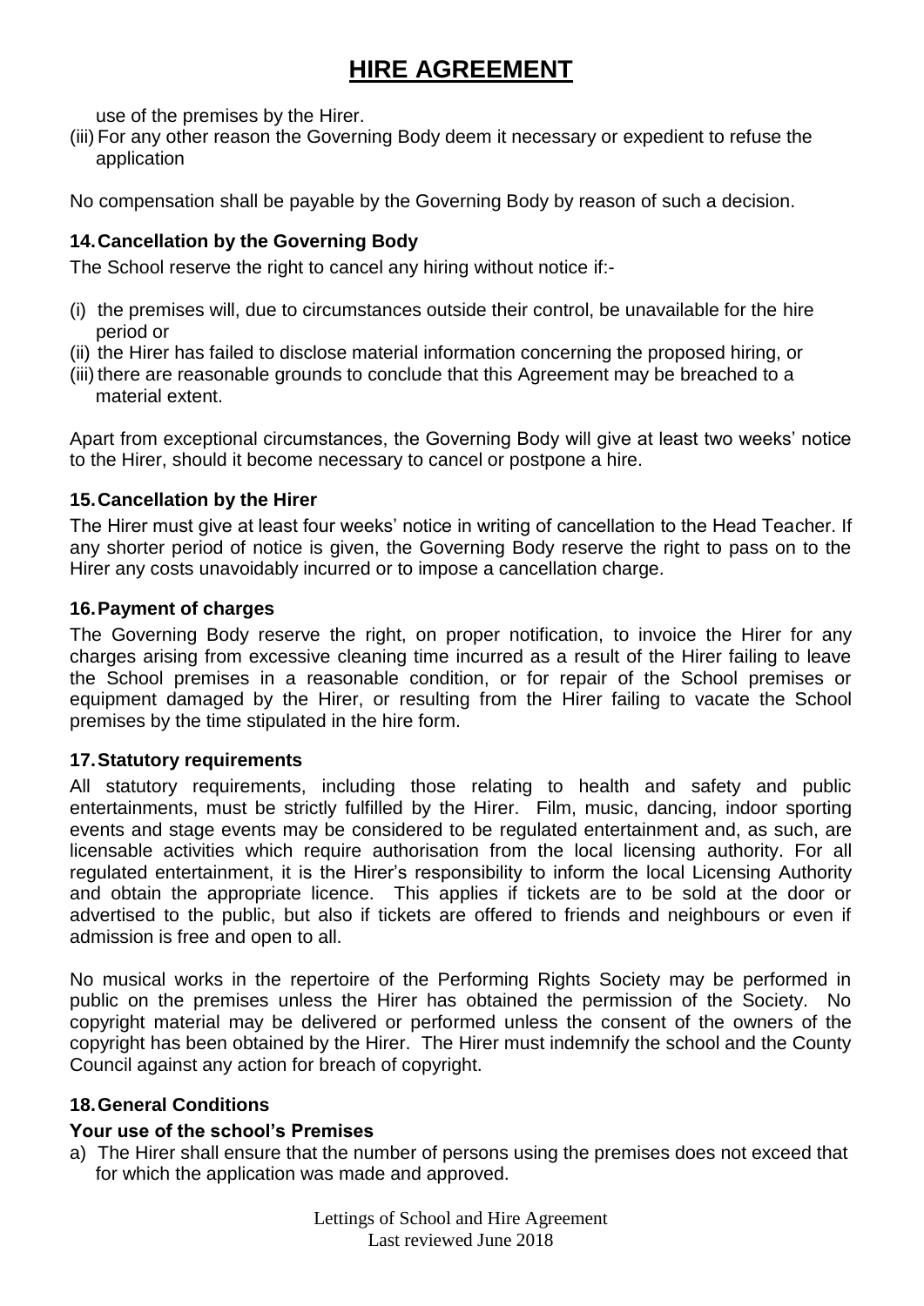use of the premises by the Hirer.

(iii) For any other reason the Governing Body deem it necessary or expedient to refuse the application

No compensation shall be payable by the Governing Body by reason of such a decision.

### 14. Cancellation by the Governing Body

The School reserve the right to cancel any hiring without notice if:-

(i) the premises will, due to circumstances outside their control, be unavailable for the hire period or
(ii) the Hirer has failed to disclose material information concerning the proposed hiring, or
(iii) there are reasonable grounds to conclude that this Agreement may be breached to a material extent.

Apart from exceptional circumstances, the Governing Body will give at least two weeks' notice to the Hirer, should it become necessary to cancel or postpone a hire.

### 15. Cancellation by the Hirer

The Hirer must give at least four weeks' notice in writing of cancellation to the Head Teacher. If any shorter period of notice is given, the Governing Body reserve the right to pass on to the Hirer any costs unavoidably incurred or to impose a cancellation charge.

### 16. Payment of charges

The Governing Body reserve the right, on proper notification, to invoice the Hirer for any charges arising from excessive cleaning time incurred as a result of the Hirer failing to leave the School premises in a reasonable condition, or for repair of the School premises or equipment damaged by the Hirer, or resulting from the Hirer failing to vacate the School premises by the time stipulated in the hire form.

### 17. Statutory requirements

All statutory requirements, including those relating to health and safety and public entertainments, must be strictly fulfilled by the Hirer. Film, music, dancing, indoor sporting events and stage events may be considered to be regulated entertainment and, as such, are licensable activities which require authorisation from the local licensing authority. For all regulated entertainment, it is the Hirer's responsibility to inform the local Licensing Authority and obtain the appropriate licence. This applies if tickets are to be sold at the door or advertised to the public, but also if tickets are offered to friends and neighbours or even if admission is free and open to all.

No musical works in the repertoire of the Performing Rights Society may be performed in public on the premises unless the Hirer has obtained the permission of the Society. No copyright material may be delivered or performed unless the consent of the owners of the copyright has been obtained by the Hirer. The Hirer must indemnify the school and the County Council against any action for breach of copyright.

### 18. General Conditions

#### Your use of the school's Premises

a) The Hirer shall ensure that the number of persons using the premises does not exceed that for which the application was made and approved.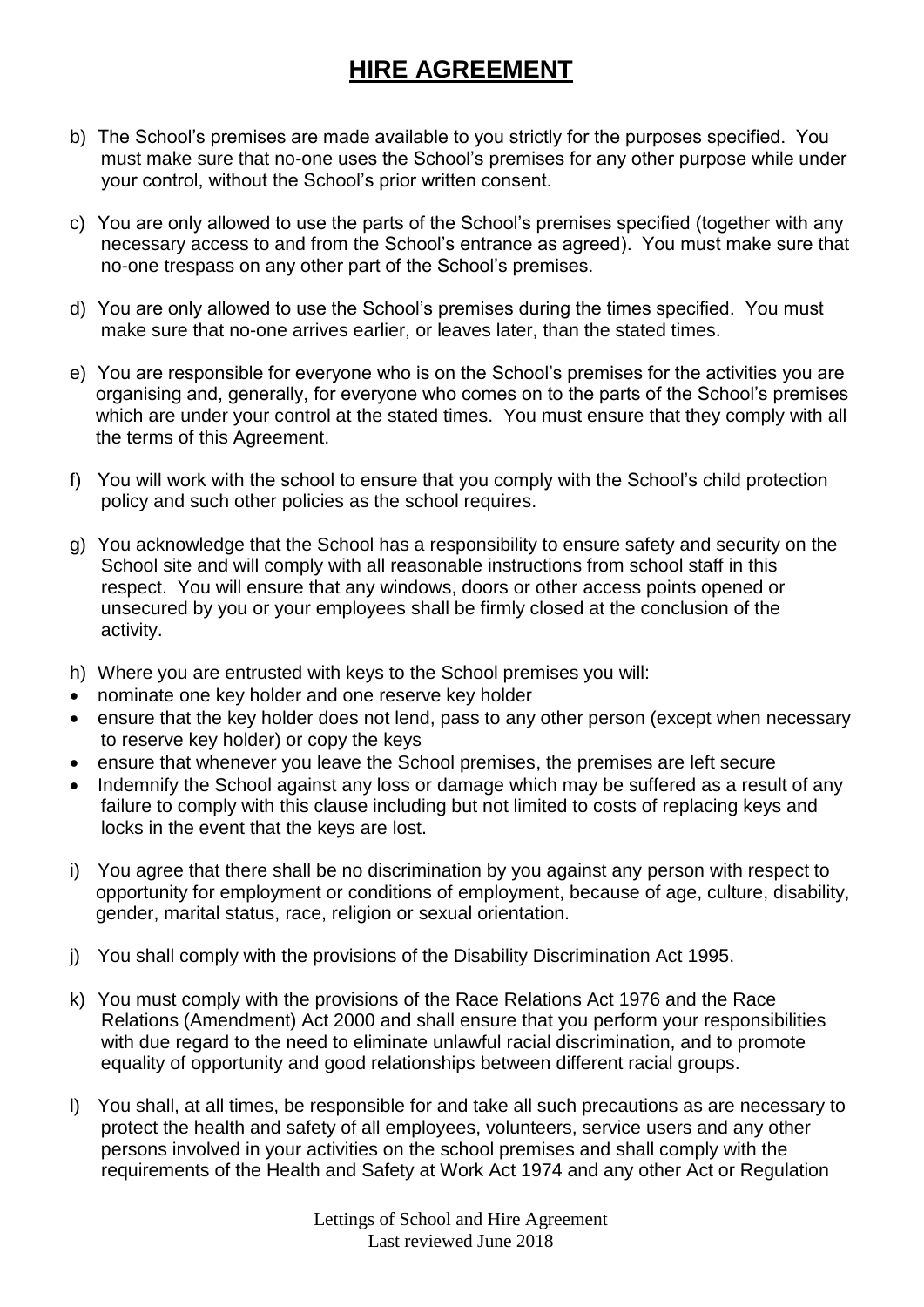# HIRE AGREEMENT

b) The School's premises are made available to you strictly for the purposes specified. You must make sure that no-one uses the School's premises for any other purpose while under your control, without the School's prior written consent.

c) You are only allowed to use the parts of the School's premises specified (together with any necessary access to and from the School's entrance as agreed). You must make sure that no-one trespass on any other part of the School's premises.

d) You are only allowed to use the School's premises during the times specified. You must make sure that no-one arrives earlier, or leaves later, than the stated times.

e) You are responsible for everyone who is on the School's premises for the activities you are organising and, generally, for everyone who comes on to the parts of the School's premises which are under your control at the stated times. You must ensure that they comply with all the terms of this Agreement.

f) You will work with the school to ensure that you comply with the School's child protection policy and such other policies as the school requires.

g) You acknowledge that the School has a responsibility to ensure safety and security on the School site and will comply with all reasonable instructions from school staff in this respect. You will ensure that any windows, doors or other access points opened or unsecured by you or your employees shall be firmly closed at the conclusion of the activity.

h) Where you are entrusted with keys to the School premises you will:

- nominate one key holder and one reserve key holder
- ensure that the key holder does not lend, pass to any other person (except when necessary to reserve key holder) or copy the keys
- ensure that whenever you leave the School premises, the premises are left secure
- Indemnify the School against any loss or damage which may be suffered as a result of any failure to comply with this clause including but not limited to costs of replacing keys and locks in the event that the keys are lost.

i) You agree that there shall be no discrimination by you against any person with respect to opportunity for employment or conditions of employment, because of age, culture, disability, gender, marital status, race, religion or sexual orientation.

j) You shall comply with the provisions of the Disability Discrimination Act 1995.

k) You must comply with the provisions of the Race Relations Act 1976 and the Race Relations (Amendment) Act 2000 and shall ensure that you perform your responsibilities with due regard to the need to eliminate unlawful racial discrimination, and to promote equality of opportunity and good relationships between different racial groups.

l) You shall, at all times, be responsible for and take all such precautions as are necessary to protect the health and safety of all employees, volunteers, service users and any other persons involved in your activities on the school premises and shall comply with the requirements of the Health and Safety at Work Act 1974 and any other Act or Regulation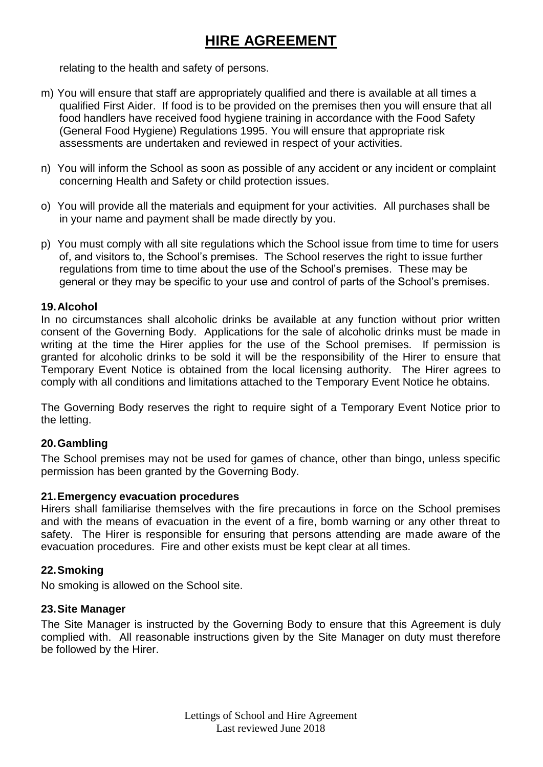relating to the health and safety of persons.

m) You will ensure that staff are appropriately qualified and there is available at all times a qualified First Aider. If food is to be provided on the premises then you will ensure that all food handlers have received food hygiene training in accordance with the Food Safety (General Food Hygiene) Regulations 1995. You will ensure that appropriate risk assessments are undertaken and reviewed in respect of your activities.

n) You will inform the School as soon as possible of any accident or any incident or complaint concerning Health and Safety or child protection issues.

o) You will provide all the materials and equipment for your activities. All purchases shall be in your name and payment shall be made directly by you.

p) You must comply with all site regulations which the School issue from time to time for users of, and visitors to, the School's premises. The School reserves the right to issue further regulations from time to time about the use of the School's premises. These may be general or they may be specific to your use and control of parts of the School's premises.

**19. Alcohol**

In no circumstances shall alcoholic drinks be available at any function without prior written consent of the Governing Body. Applications for the sale of alcoholic drinks must be made in writing at the time the Hirer applies for the use of the School premises. If permission is granted for alcoholic drinks to be sold it will be the responsibility of the Hirer to ensure that Temporary Event Notice is obtained from the local licensing authority. The Hirer agrees to comply with all conditions and limitations attached to the Temporary Event Notice he obtains.

The Governing Body reserves the right to require sight of a Temporary Event Notice prior to the letting.

**20. Gambling**

The School premises may not be used for games of chance, other than bingo, unless specific permission has been granted by the Governing Body.

**21. Emergency evacuation procedures**

Hirers shall familiarise themselves with the fire precautions in force on the School premises and with the means of evacuation in the event of a fire, bomb warning or any other threat to safety. The Hirer is responsible for ensuring that persons attending are made aware of the evacuation procedures. Fire and other exists must be kept clear at all times.

**22. Smoking**

No smoking is allowed on the School site.

**23. Site Manager**

The Site Manager is instructed by the Governing Body to ensure that this Agreement is duly complied with. All reasonable instructions given by the Site Manager on duty must therefore be followed by the Hirer.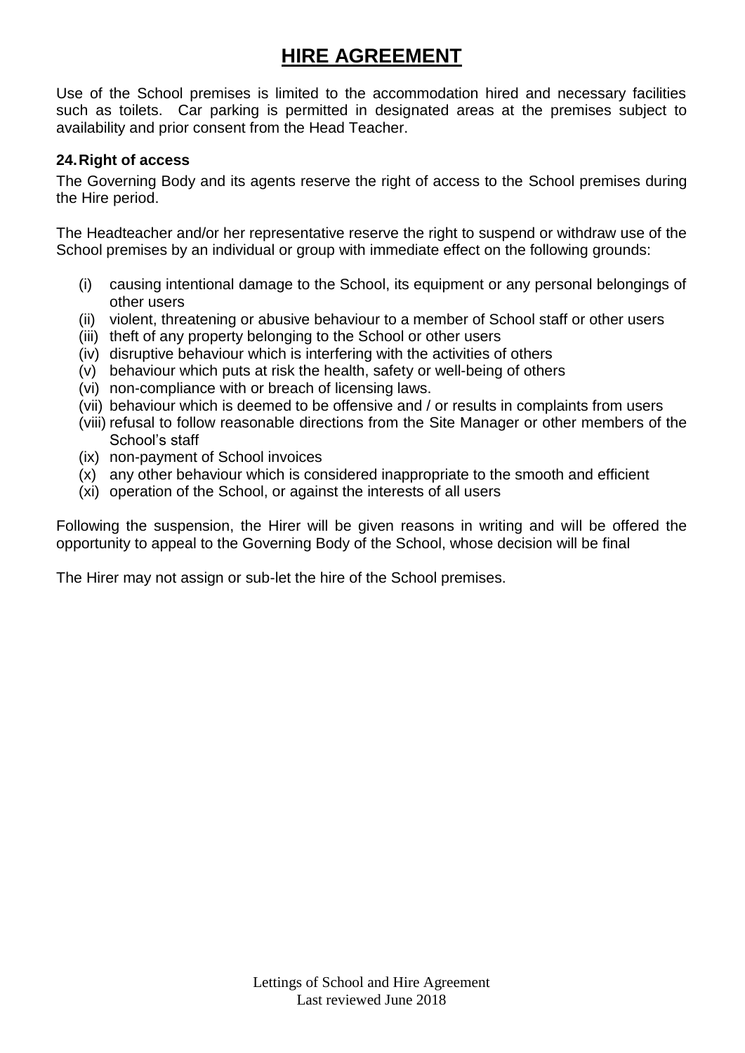// HIRE AGREEMENT

Use of the School premises is limited to the accommodation hired and necessary facilities such as toilets. Car parking is permitted in designated areas at the premises subject to availability and prior consent from the Head Teacher.

### 24. Right of access

The Governing Body and its agents reserve the right of access to the School premises during the Hire period.

The Headteacher and/or her representative reserve the right to suspend or withdraw use of the School premises by an individual or group with immediate effect on the following grounds:

(i) causing intentional damage to the School, its equipment or any personal belongings of other users
(ii) violent, threatening or abusive behaviour to a member of School staff or other users
(iii) theft of any property belonging to the School or other users
(iv) disruptive behaviour which is interfering with the activities of others
(v) behaviour which puts at risk the health, safety or well-being of others
(vi) non-compliance with or breach of licensing laws.
(vii) behaviour which is deemed to be offensive and / or results in complaints from users
(viii) refusal to follow reasonable directions from the Site Manager or other members of the School's staff
(ix) non-payment of School invoices
(x) any other behaviour which is considered inappropriate to the smooth and efficient
(xi) operation of the School, or against the interests of all users

Following the suspension, the Hirer will be given reasons in writing and will be offered the opportunity to appeal to the Governing Body of the School, whose decision will be final

The Hirer may not assign or sub-let the hire of the School premises.

# HIRE AGREEMENT

Use of the School premises is limited to the accommodation hired and necessary facilities such as toilets. Car parking is permitted in designated areas at the premises subject to availability and prior consent from the Head Teacher.

### 24. Right of access

The Governing Body and its agents reserve the right of access to the School premises during the Hire period.

The Headteacher and/or her representative reserve the right to suspend or withdraw use of the School premises by an individual or group with immediate effect on the following grounds:

(i) causing intentional damage to the School, its equipment or any personal belongings of other users
(ii) violent, threatening or abusive behaviour to a member of School staff or other users
(iii) theft of any property belonging to the School or other users
(iv) disruptive behaviour which is interfering with the activities of others
(v) behaviour which puts at risk the health, safety or well-being of others
(vi) non-compliance with or breach of licensing laws.
(vii) behaviour which is deemed to be offensive and / or results in complaints from users
(viii) refusal to follow reasonable directions from the Site Manager or other members of the School's staff
(ix) non-payment of School invoices
(x) any other behaviour which is considered inappropriate to the smooth and efficient
(xi) operation of the School, or against the interests of all users

Following the suspension, the Hirer will be given reasons in writing and will be offered the opportunity to appeal to the Governing Body of the School, whose decision will be final

The Hirer may not assign or sub-let the hire of the School premises.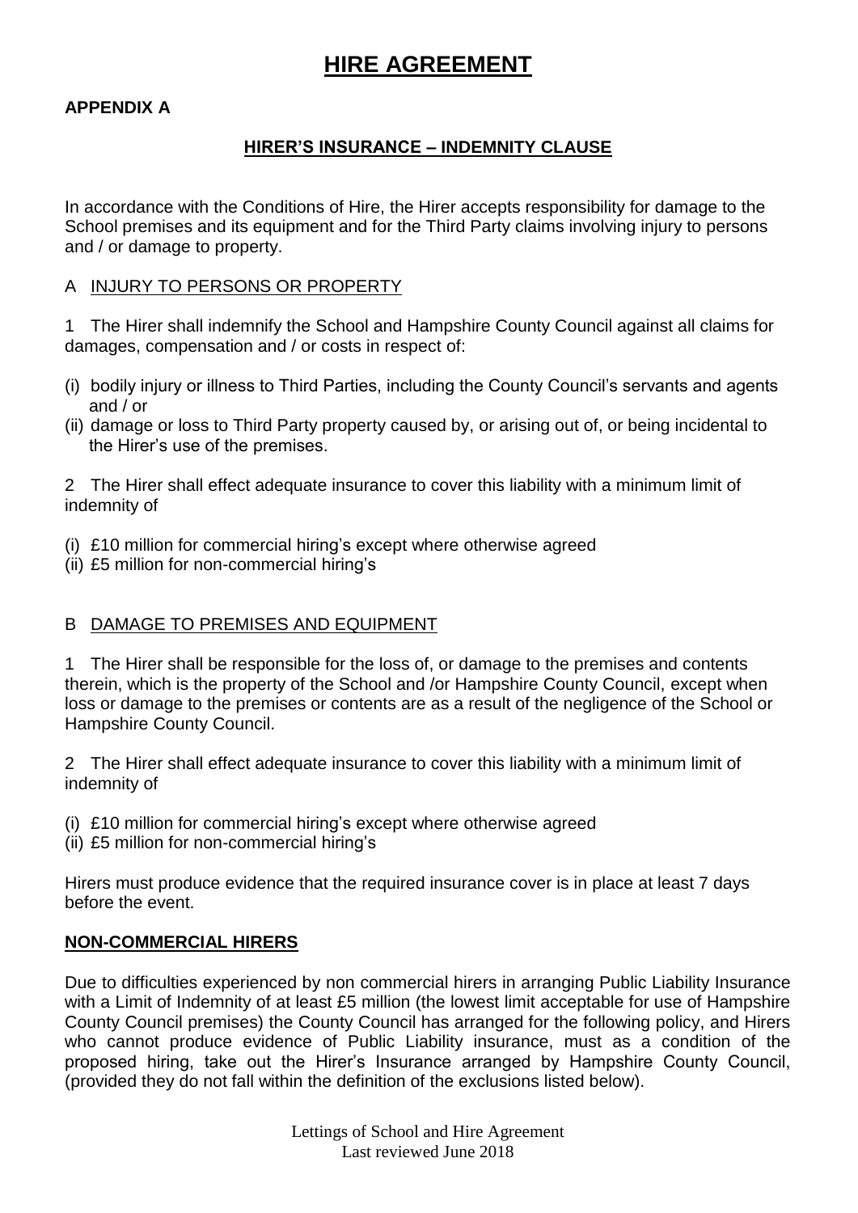# HIRE AGREEMENT

**APPENDIX A**

**HIRER'S INSURANCE – INDEMNITY CLAUSE**

In accordance with the Conditions of Hire, the Hirer accepts responsibility for damage to the School premises and its equipment and for the Third Party claims involving injury to persons and / or damage to property.

A INJURY TO PERSONS OR PROPERTY

1 The Hirer shall indemnify the School and Hampshire County Council against all claims for damages, compensation and / or costs in respect of:

(i) bodily injury or illness to Third Parties, including the County Council's servants and agents and / or
(ii) damage or loss to Third Party property caused by, or arising out of, or being incidental to the Hirer's use of the premises.

2 The Hirer shall effect adequate insurance to cover this liability with a minimum limit of indemnity of

(i) £10 million for commercial hiring's except where otherwise agreed
(ii) £5 million for non-commercial hiring's

B DAMAGE TO PREMISES AND EQUIPMENT

1 The Hirer shall be responsible for the loss of, or damage to the premises and contents therein, which is the property of the School and /or Hampshire County Council, except when loss or damage to the premises or contents are as a result of the negligence of the School or Hampshire County Council.

2 The Hirer shall effect adequate insurance to cover this liability with a minimum limit of indemnity of

(i) £10 million for commercial hiring's except where otherwise agreed
(ii) £5 million for non-commercial hiring's

Hirers must produce evidence that the required insurance cover is in place at least 7 days before the event.

**NON-COMMERCIAL HIRERS**

Due to difficulties experienced by non commercial hirers in arranging Public Liability Insurance with a Limit of Indemnity of at least £5 million (the lowest limit acceptable for use of Hampshire County Council premises) the County Council has arranged for the following policy, and Hirers who cannot produce evidence of Public Liability insurance, must as a condition of the proposed hiring, take out the Hirer's Insurance arranged by Hampshire County Council, (provided they do not fall within the definition of the exclusions listed below).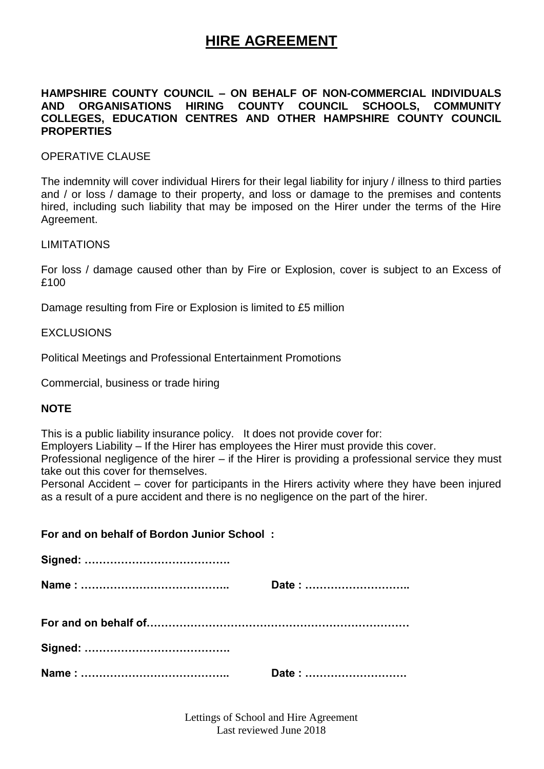# HIRE AGREEMENT

**HAMPSHIRE COUNTY COUNCIL – ON BEHALF OF NON-COMMERCIAL INDIVIDUALS AND ORGANISATIONS HIRING COUNTY COUNCIL SCHOOLS, COMMUNITY COLLEGES, EDUCATION CENTRES AND OTHER HAMPSHIRE COUNTY COUNCIL PROPERTIES**

OPERATIVE CLAUSE

The indemnity will cover individual Hirers for their legal liability for injury / illness to third parties and / or loss / damage to their property, and loss or damage to the premises and contents hired, including such liability that may be imposed on the Hirer under the terms of the Hire Agreement.

LIMITATIONS

For loss / damage caused other than by Fire or Explosion, cover is subject to an Excess of £100

Damage resulting from Fire or Explosion is limited to £5 million

EXCLUSIONS

Political Meetings and Professional Entertainment Promotions

Commercial, business or trade hiring

**NOTE**

This is a public liability insurance policy. It does not provide cover for:
Employers Liability – If the Hirer has employees the Hirer must provide this cover.
Professional negligence of the hirer – if the Hirer is providing a professional service they must take out this cover for themselves.
Personal Accident – cover for participants in the Hirers activity where they have been injured as a result of a pure accident and there is no negligence on the part of the hirer.

**For and on behalf of Bordon Junior School :**

**Signed: ………………………………….**

**Name : …………………………………..** **Date : ………………………..**

**For and on behalf of…………………………………………………………**

**Signed: ………………………………….**

**Name : …………………………………..** **Date : ……………………….**

Lettings of School and Hire Agreement
Last reviewed June 2018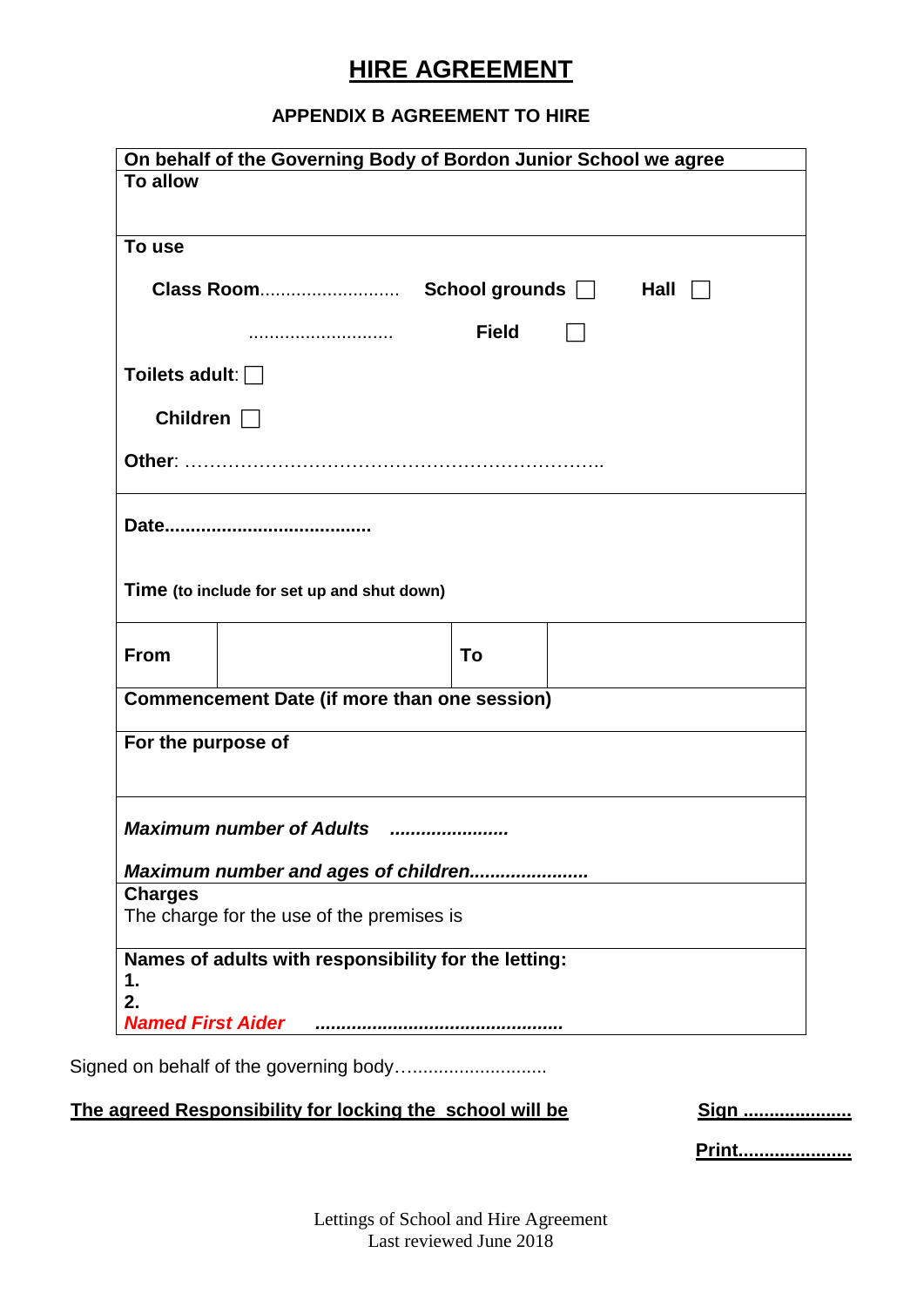# HIRE AGREEMENT

## APPENDIX B AGREEMENT TO HIRE

| **On behalf of the Governing Body of Bordon Junior School we agree** | | | |
|---|---|---|---|
| **To allow** | | | |
| **To use**<br><br>**Class Room**........................... **School grounds** ☐ **Hall** ☐<br><br>............................ **Field** ☐<br><br>**Toilets adult**: ☐<br><br>**Children** ☐<br><br>**Other**: ………………………………………………………….. | | | |
| **Date**.......................................<br><br>**Time** **(to include for set up and shut down)** | | | |
| **From** | | **To** | |
| **Commencement Date (if more than one session)** | | | |
| **For the purpose of** | | | |
| ***Maximum number of Adults .......................***<br><br>***Maximum number and ages of children.......................*** | | | |
| **Charges**<br>The charge for the use of the premises is | | | |
| **Names of adults with responsibility for the letting:**<br>**1.**<br>**2.**<br>***Named First Aider ...............................................*** | | | |

Signed on behalf of the governing body…..........................

**The agreed Responsibility for locking the school will be** **Sign .....................**

**Print......................**

Lettings of School and Hire Agreement
Last reviewed June 2018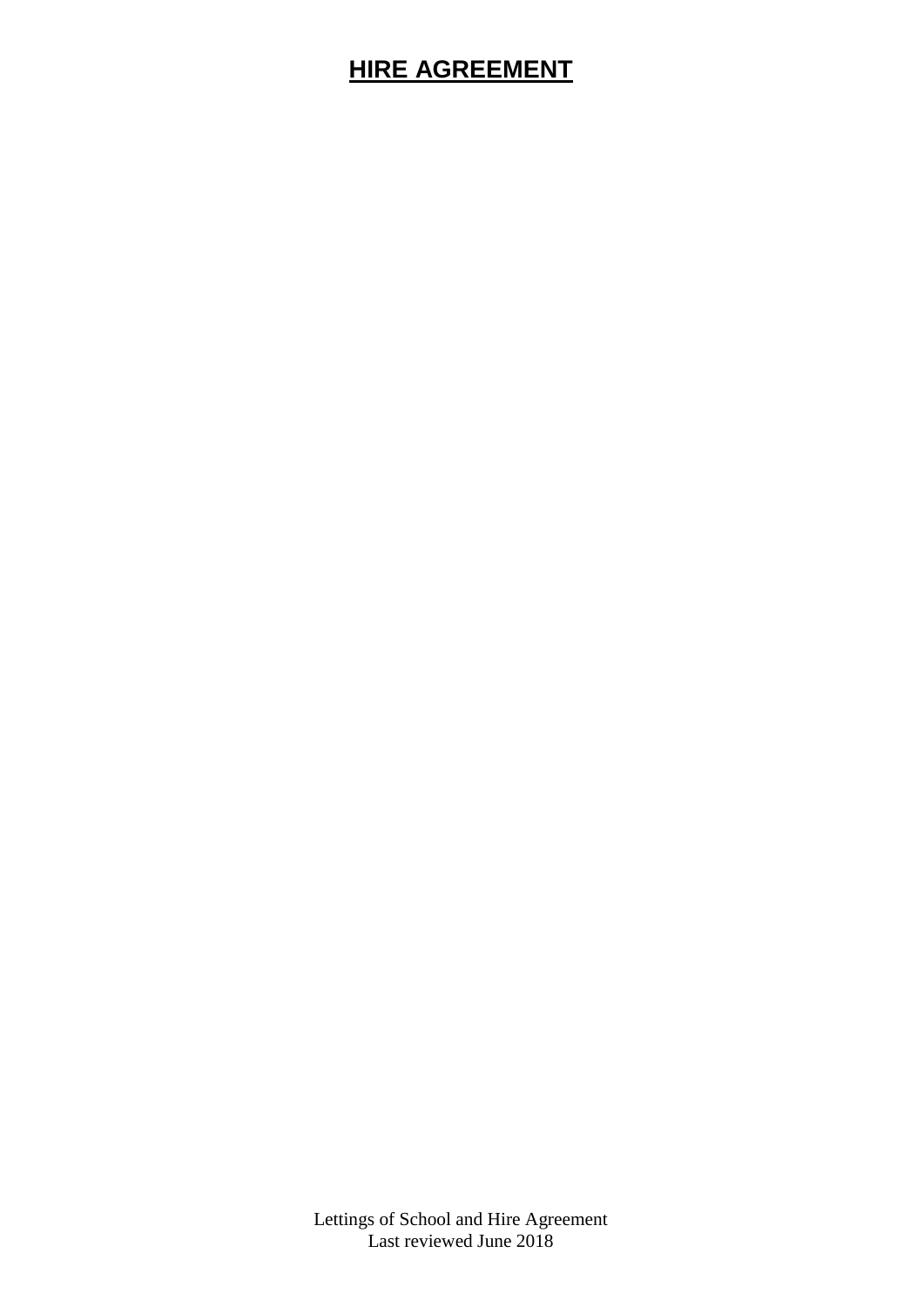# HIRE AGREEMENT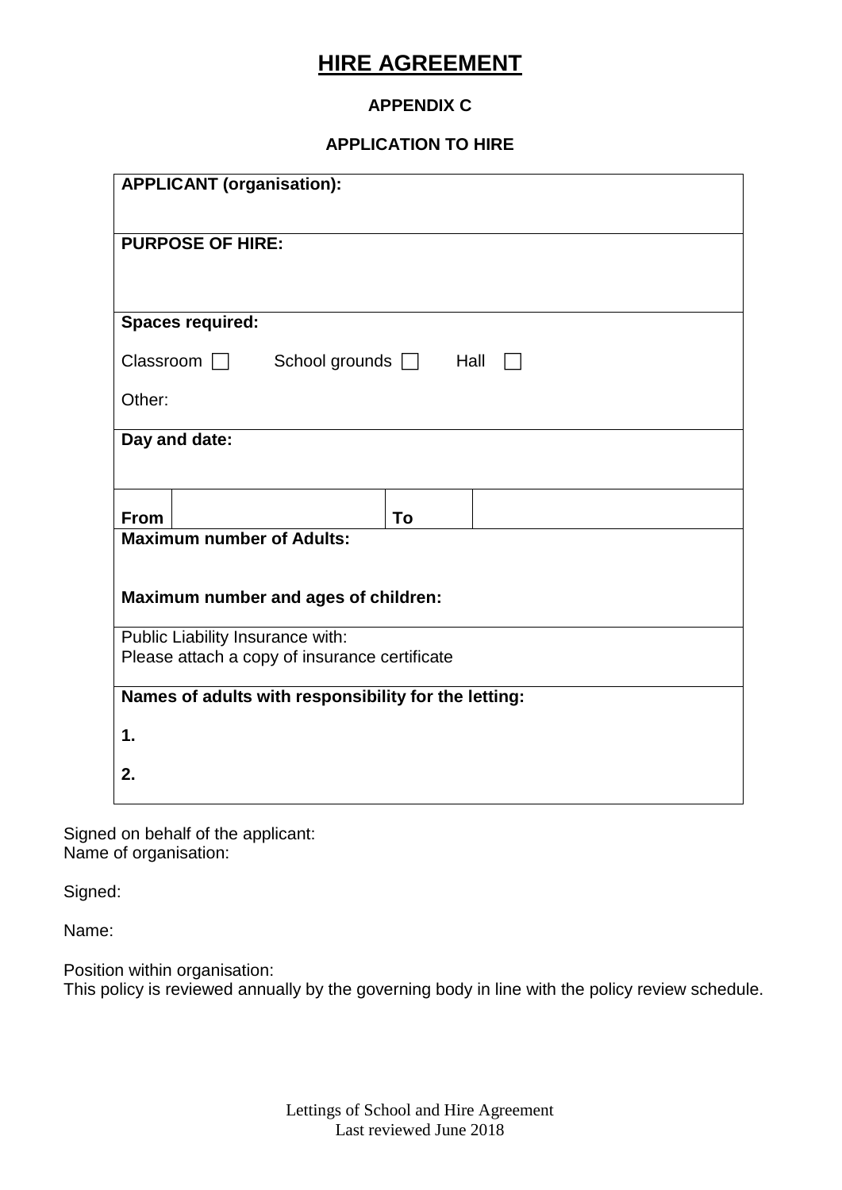# HIRE AGREEMENT

**APPENDIX C**

**APPLICATION TO HIRE**

| | | | |
|---|---|---|---|
| **APPLICANT (organisation):** | | | |
| **PURPOSE OF HIRE:** | | | |
| **Spaces required:**<br><br>Classroom ☐ School grounds ☐ Hall ☐<br><br>Other: | | | |
| **Day and date:** | | | |
| **From** | | **To** | |
| **Maximum number of Adults:**<br><br>**Maximum number and ages of children:** | | | |
| Public Liability Insurance with:<br>Please attach a copy of insurance certificate | | | |
| **Names of adults with responsibility for the letting:**<br><br>**1.**<br><br>**2.** | | | |

Signed on behalf of the applicant:
Name of organisation:

Signed:

Name:

Position within organisation:
This policy is reviewed annually by the governing body in line with the policy review schedule.